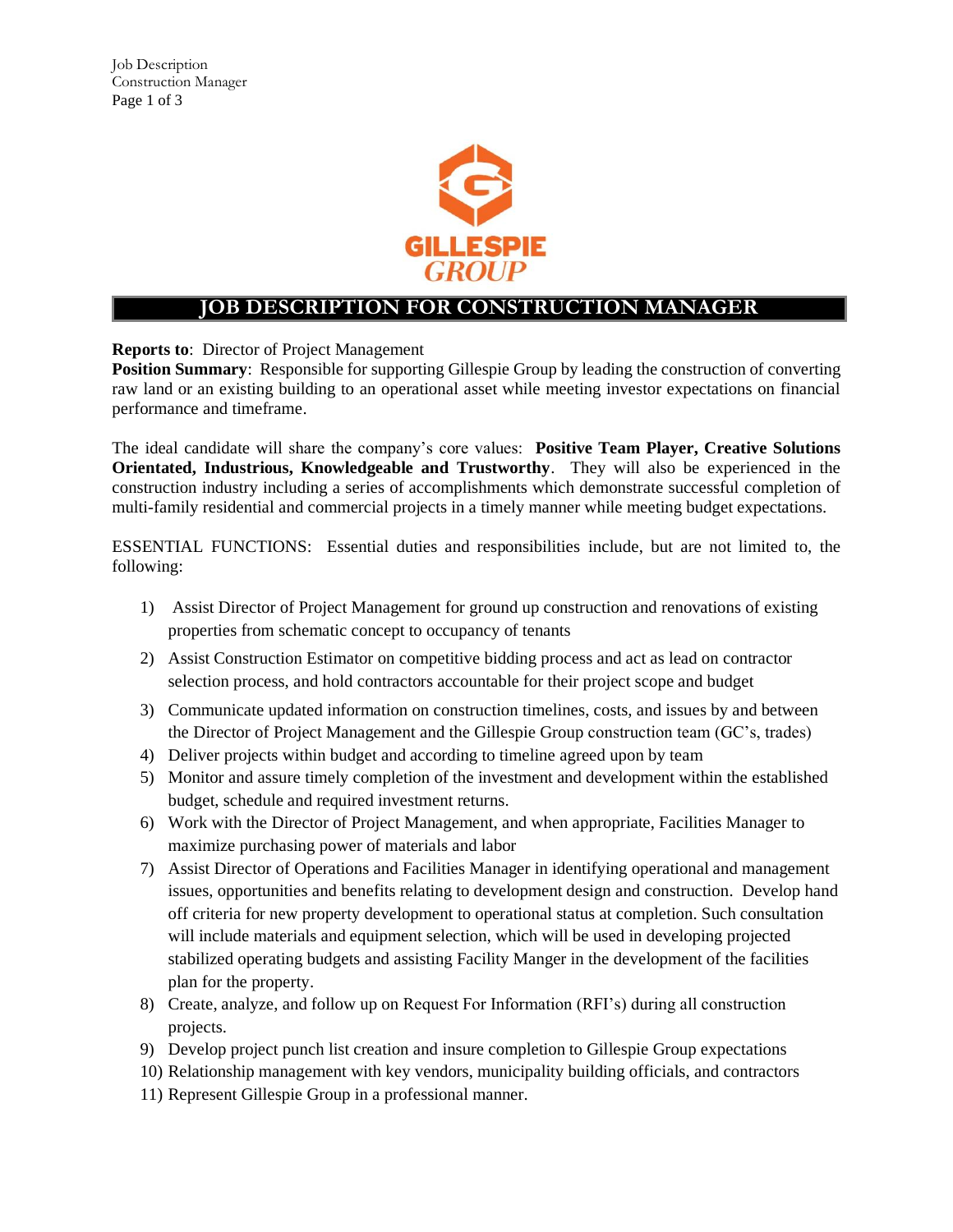# JOB DESCRIPTION FOR CONSTRUCTION MANAGER

**Reports to**: Director of Project Management
**Position Summary**: Responsible for supporting Gillespie Group by leading the construction of converting raw land or an existing building to an operational asset while meeting investor expectations on financial performance and timeframe.

The ideal candidate will share the company's core values: **Positive Team Player, Creative Solutions Orientated, Industrious, Knowledgeable and Trustworthy**. They will also be experienced in the construction industry including a series of accomplishments which demonstrate successful completion of multi-family residential and commercial projects in a timely manner while meeting budget expectations.

ESSENTIAL FUNCTIONS: Essential duties and responsibilities include, but are not limited to, the following:

1) Assist Director of Project Management for ground up construction and renovations of existing properties from schematic concept to occupancy of tenants
2) Assist Construction Estimator on competitive bidding process and act as lead on contractor selection process, and hold contractors accountable for their project scope and budget
3) Communicate updated information on construction timelines, costs, and issues by and between the Director of Project Management and the Gillespie Group construction team (GC's, trades)
4) Deliver projects within budget and according to timeline agreed upon by team
5) Monitor and assure timely completion of the investment and development within the established budget, schedule and required investment returns.
6) Work with the Director of Project Management, and when appropriate, Facilities Manager to maximize purchasing power of materials and labor
7) Assist Director of Operations and Facilities Manager in identifying operational and management issues, opportunities and benefits relating to development design and construction. Develop hand off criteria for new property development to operational status at completion. Such consultation will include materials and equipment selection, which will be used in developing projected stabilized operating budgets and assisting Facility Manger in the development of the facilities plan for the property.
8) Create, analyze, and follow up on Request For Information (RFI's) during all construction projects.
9) Develop project punch list creation and insure completion to Gillespie Group expectations
10) Relationship management with key vendors, municipality building officials, and contractors
11) Represent Gillespie Group in a professional manner.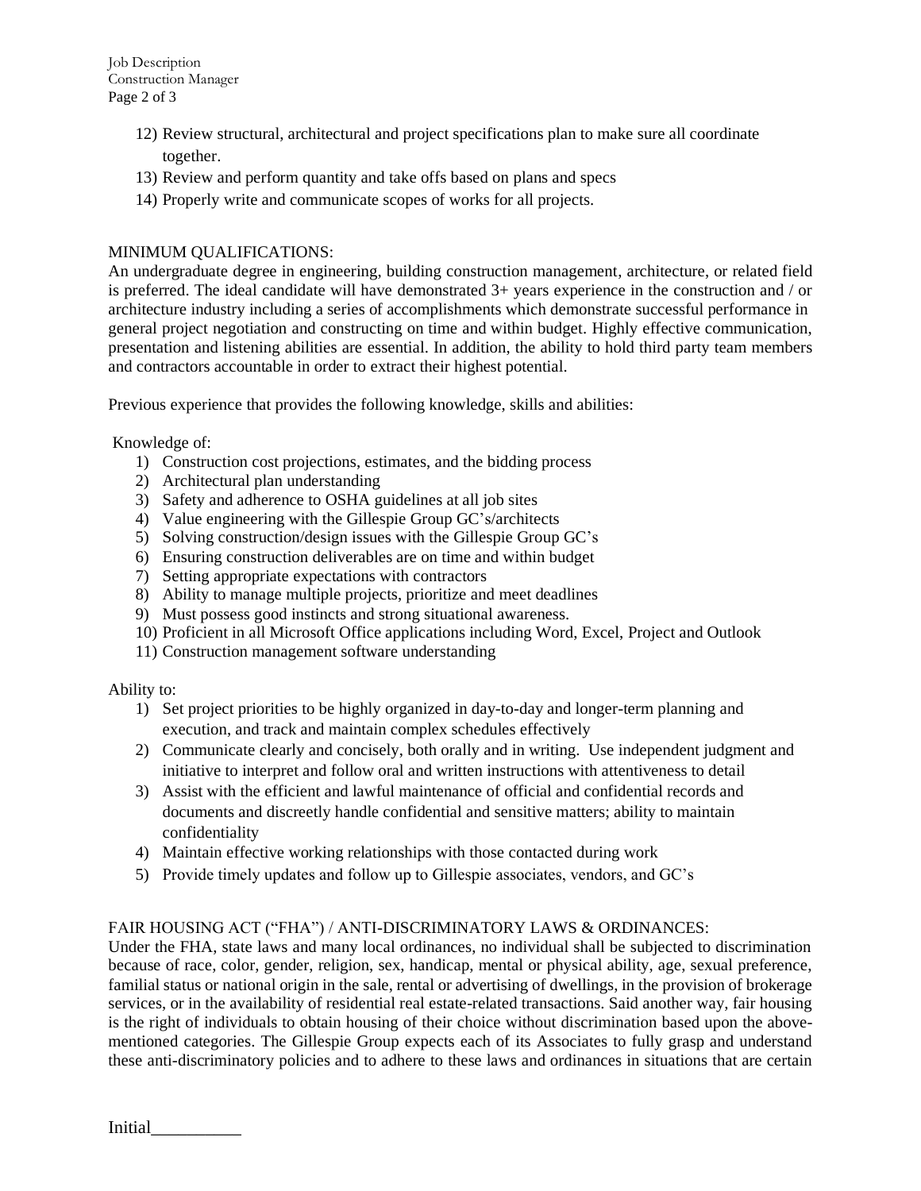12) Review structural, architectural and project specifications plan to make sure all coordinate together.
13) Review and perform quantity and take offs based on plans and specs
14) Properly write and communicate scopes of works for all projects.

MINIMUM QUALIFICATIONS:

An undergraduate degree in engineering, building construction management, architecture, or related field is preferred. The ideal candidate will have demonstrated 3+ years experience in the construction and / or architecture industry including a series of accomplishments which demonstrate successful performance in general project negotiation and constructing on time and within budget. Highly effective communication, presentation and listening abilities are essential. In addition, the ability to hold third party team members and contractors accountable in order to extract their highest potential.

Previous experience that provides the following knowledge, skills and abilities:

Knowledge of:

1) Construction cost projections, estimates, and the bidding process
2) Architectural plan understanding
3) Safety and adherence to OSHA guidelines at all job sites
4) Value engineering with the Gillespie Group GC's/architects
5) Solving construction/design issues with the Gillespie Group GC's
6) Ensuring construction deliverables are on time and within budget
7) Setting appropriate expectations with contractors
8) Ability to manage multiple projects, prioritize and meet deadlines
9) Must possess good instincts and strong situational awareness.
10) Proficient in all Microsoft Office applications including Word, Excel, Project and Outlook
11) Construction management software understanding

Ability to:

1) Set project priorities to be highly organized in day-to-day and longer-term planning and execution, and track and maintain complex schedules effectively
2) Communicate clearly and concisely, both orally and in writing. Use independent judgment and initiative to interpret and follow oral and written instructions with attentiveness to detail
3) Assist with the efficient and lawful maintenance of official and confidential records and documents and discreetly handle confidential and sensitive matters; ability to maintain confidentiality
4) Maintain effective working relationships with those contacted during work
5) Provide timely updates and follow up to Gillespie associates, vendors, and GC's

FAIR HOUSING ACT ("FHA") / ANTI-DISCRIMINATORY LAWS & ORDINANCES:

Under the FHA, state laws and many local ordinances, no individual shall be subjected to discrimination because of race, color, gender, religion, sex, handicap, mental or physical ability, age, sexual preference, familial status or national origin in the sale, rental or advertising of dwellings, in the provision of brokerage services, or in the availability of residential real estate-related transactions. Said another way, fair housing is the right of individuals to obtain housing of their choice without discrimination based upon the above-mentioned categories. The Gillespie Group expects each of its Associates to fully grasp and understand these anti-discriminatory policies and to adhere to these laws and ordinances in situations that are certain

Initial__________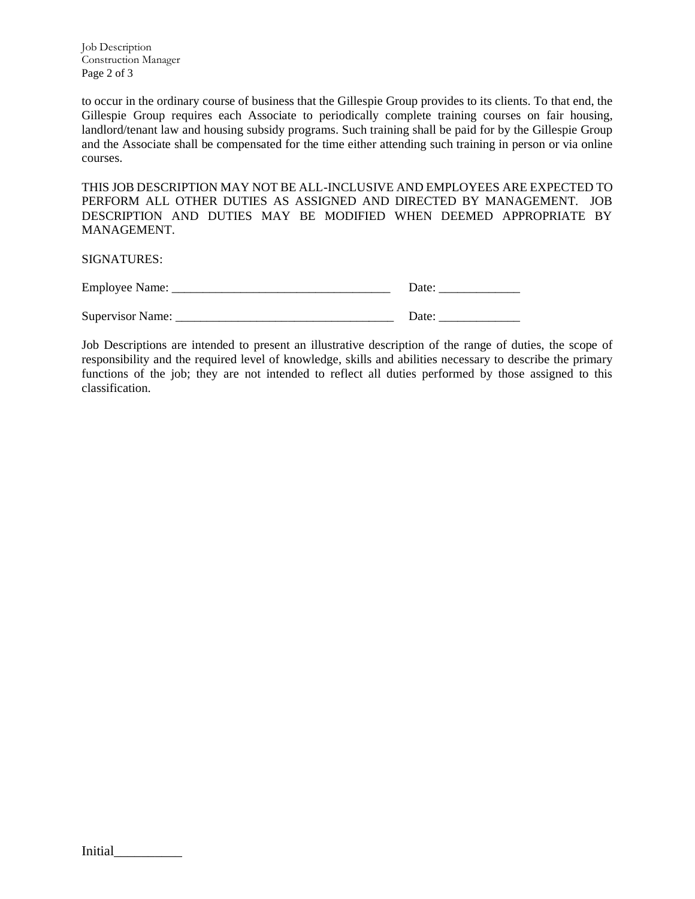to occur in the ordinary course of business that the Gillespie Group provides to its clients. To that end, the Gillespie Group requires each Associate to periodically complete training courses on fair housing, landlord/tenant law and housing subsidy programs. Such training shall be paid for by the Gillespie Group and the Associate shall be compensated for the time either attending such training in person or via online courses.

THIS JOB DESCRIPTION MAY NOT BE ALL-INCLUSIVE AND EMPLOYEES ARE EXPECTED TO PERFORM ALL OTHER DUTIES AS ASSIGNED AND DIRECTED BY MANAGEMENT. JOB DESCRIPTION AND DUTIES MAY BE MODIFIED WHEN DEEMED APPROPRIATE BY MANAGEMENT.

SIGNATURES:

Employee Name: ___________________________________ Date: _____________

Supervisor Name: ___________________________________ Date: _____________

Job Descriptions are intended to present an illustrative description of the range of duties, the scope of responsibility and the required level of knowledge, skills and abilities necessary to describe the primary functions of the job; they are not intended to reflect all duties performed by those assigned to this classification.

Initial__________